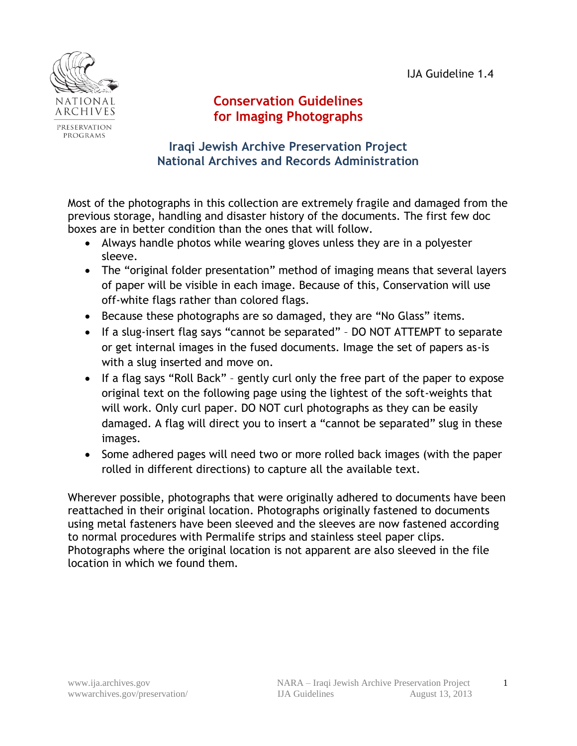IJA Guideline 1.4

# Conservation Guidelines for Imaging Photographs

## Iraqi Jewish Archive Preservation Project
## National Archives and Records Administration

Most of the photographs in this collection are extremely fragile and damaged from the previous storage, handling and disaster history of the documents. The first few doc boxes are in better condition than the ones that will follow.

- Always handle photos while wearing gloves unless they are in a polyester sleeve.
- The “original folder presentation” method of imaging means that several layers of paper will be visible in each image. Because of this, Conservation will use off-white flags rather than colored flags.
- Because these photographs are so damaged, they are “No Glass” items.
- If a slug-insert flag says “cannot be separated” – DO NOT ATTEMPT to separate or get internal images in the fused documents. Image the set of papers as-is with a slug inserted and move on.
- If a flag says “Roll Back” – gently curl only the free part of the paper to expose original text on the following page using the lightest of the soft-weights that will work. Only curl paper. DO NOT curl photographs as they can be easily damaged. A flag will direct you to insert a “cannot be separated” slug in these images.
- Some adhered pages will need two or more rolled back images (with the paper rolled in different directions) to capture all the available text.

Wherever possible, photographs that were originally adhered to documents have been reattached in their original location. Photographs originally fastened to documents using metal fasteners have been sleeved and the sleeves are now fastened according to normal procedures with Permalife strips and stainless steel paper clips. Photographs where the original location is not apparent are also sleeved in the file location in which we found them.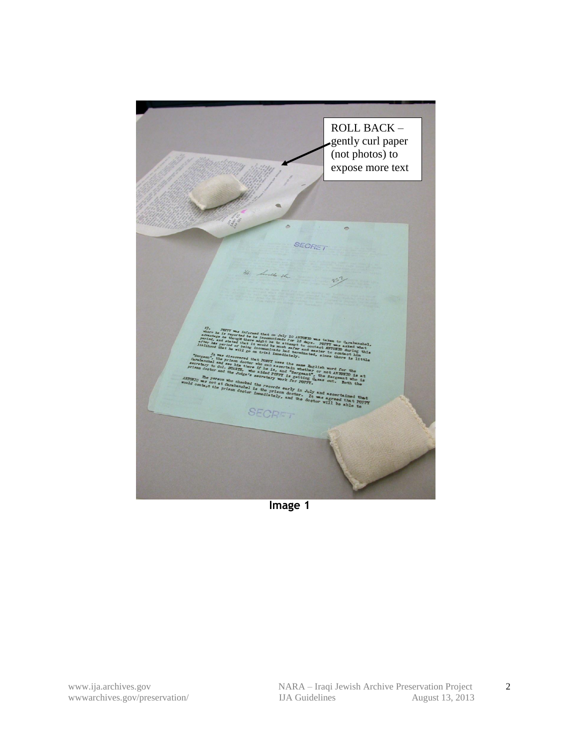ROLL BACK – gently curl paper (not photos) to expose more text

**Image 1**